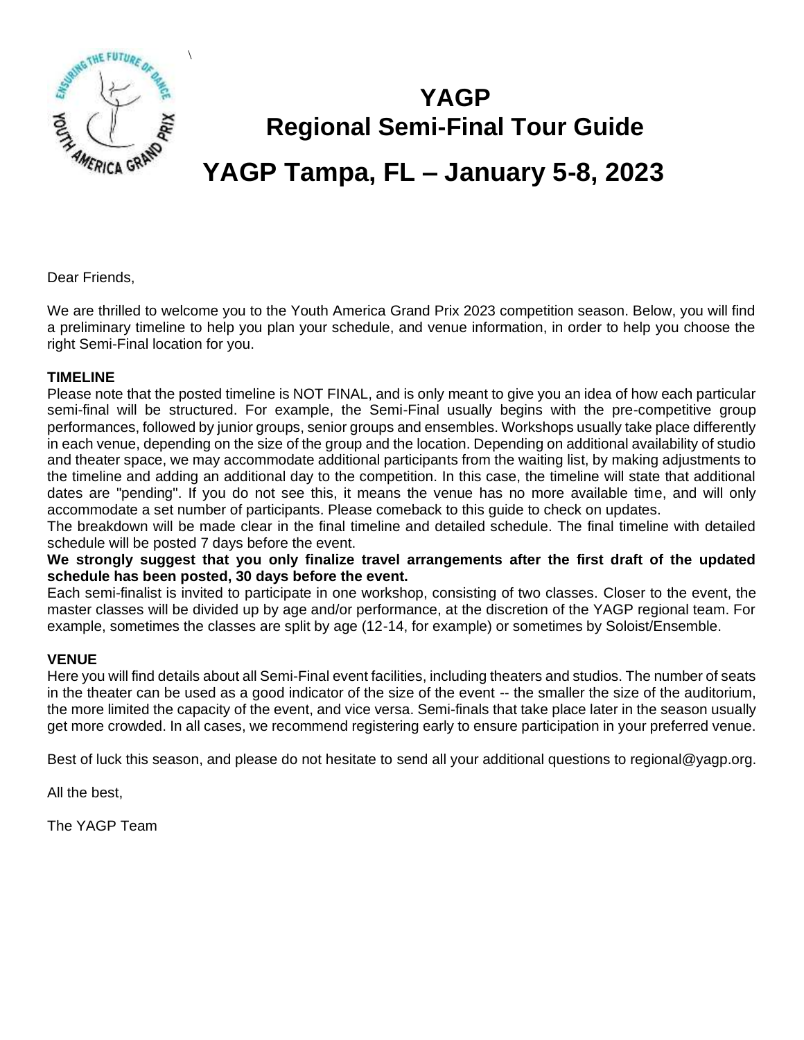# YAGP
# Regional Semi-Final Tour Guide
# YAGP Tampa, FL – January 5-8, 2023

Dear Friends,

We are thrilled to welcome you to the Youth America Grand Prix 2023 competition season. Below, you will find a preliminary timeline to help you plan your schedule, and venue information, in order to help you choose the right Semi-Final location for you.

**TIMELINE**

Please note that the posted timeline is NOT FINAL, and is only meant to give you an idea of how each particular semi-final will be structured. For example, the Semi-Final usually begins with the pre-competitive group performances, followed by junior groups, senior groups and ensembles. Workshops usually take place differently in each venue, depending on the size of the group and the location. Depending on additional availability of studio and theater space, we may accommodate additional participants from the waiting list, by making adjustments to the timeline and adding an additional day to the competition. In this case, the timeline will state that additional dates are "pending". If you do not see this, it means the venue has no more available time, and will only accommodate a set number of participants. Please comeback to this guide to check on updates.

The breakdown will be made clear in the final timeline and detailed schedule. The final timeline with detailed schedule will be posted 7 days before the event.

**We strongly suggest that you only finalize travel arrangements after the first draft of the updated schedule has been posted, 30 days before the event.**

Each semi-finalist is invited to participate in one workshop, consisting of two classes. Closer to the event, the master classes will be divided up by age and/or performance, at the discretion of the YAGP regional team. For example, sometimes the classes are split by age (12-14, for example) or sometimes by Soloist/Ensemble.

**VENUE**

Here you will find details about all Semi-Final event facilities, including theaters and studios. The number of seats in the theater can be used as a good indicator of the size of the event -- the smaller the size of the auditorium, the more limited the capacity of the event, and vice versa. Semi-finals that take place later in the season usually get more crowded. In all cases, we recommend registering early to ensure participation in your preferred venue.

Best of luck this season, and please do not hesitate to send all your additional questions to regional@yagp.org.

All the best,

The YAGP Team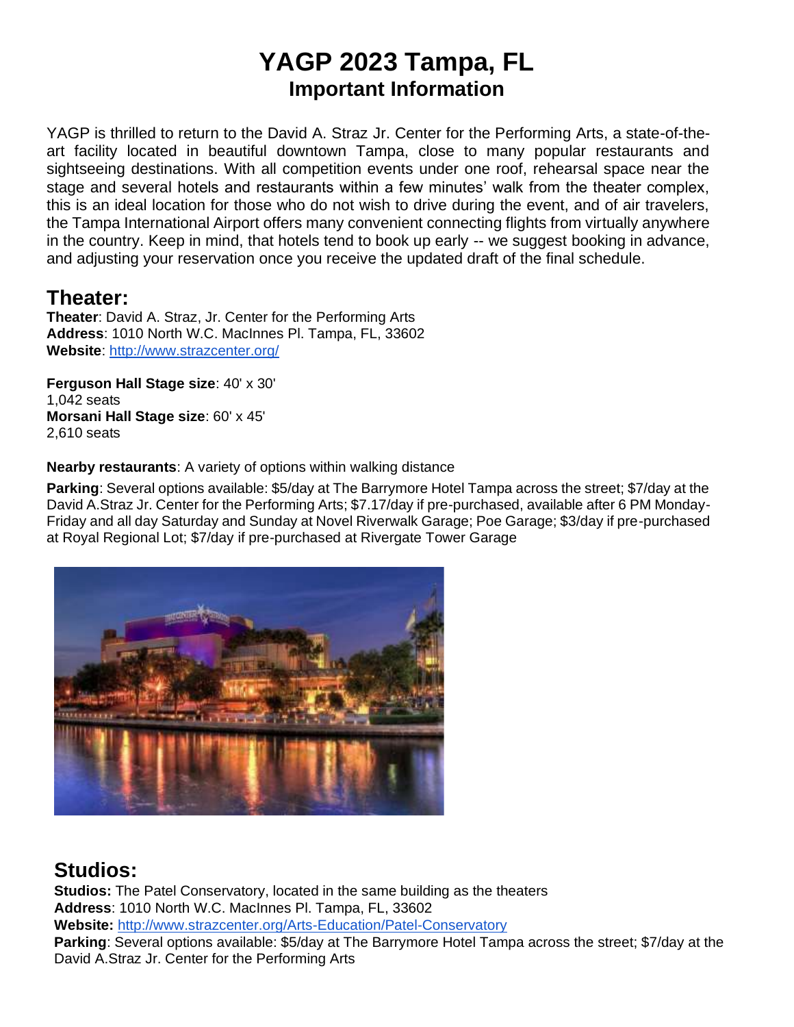# YAGP 2023 Tampa, FL
## Important Information

YAGP is thrilled to return to the David A. Straz Jr. Center for the Performing Arts, a state-of-the-art facility located in beautiful downtown Tampa, close to many popular restaurants and sightseeing destinations. With all competition events under one roof, rehearsal space near the stage and several hotels and restaurants within a few minutes' walk from the theater complex, this is an ideal location for those who do not wish to drive during the event, and of air travelers, the Tampa International Airport offers many convenient connecting flights from virtually anywhere in the country. Keep in mind, that hotels tend to book up early -- we suggest booking in advance, and adjusting your reservation once you receive the updated draft of the final schedule.

## Theater:

**Theater**: David A. Straz, Jr. Center for the Performing Arts
**Address**: 1010 North W.C. MacInnes Pl. Tampa, FL, 33602
**Website**: http://www.strazcenter.org/

**Ferguson Hall Stage size**: 40' x 30'
1,042 seats
**Morsani Hall Stage size**: 60' x 45'
2,610 seats

**Nearby restaurants**: A variety of options within walking distance

**Parking**: Several options available: $5/day at The Barrymore Hotel Tampa across the street; $7/day at the David A.Straz Jr. Center for the Performing Arts; $7.17/day if pre-purchased, available after 6 PM Monday-Friday and all day Saturday and Sunday at Novel Riverwalk Garage; Poe Garage; $3/day if pre-purchased at Royal Regional Lot; $7/day if pre-purchased at Rivergate Tower Garage

## Studios:

**Studios:** The Patel Conservatory, located in the same building as the theaters
**Address**: 1010 North W.C. MacInnes Pl. Tampa, FL, 33602
**Website:** http://www.strazcenter.org/Arts-Education/Patel-Conservatory
**Parking**: Several options available: $5/day at The Barrymore Hotel Tampa across the street; $7/day at the David A.Straz Jr. Center for the Performing Arts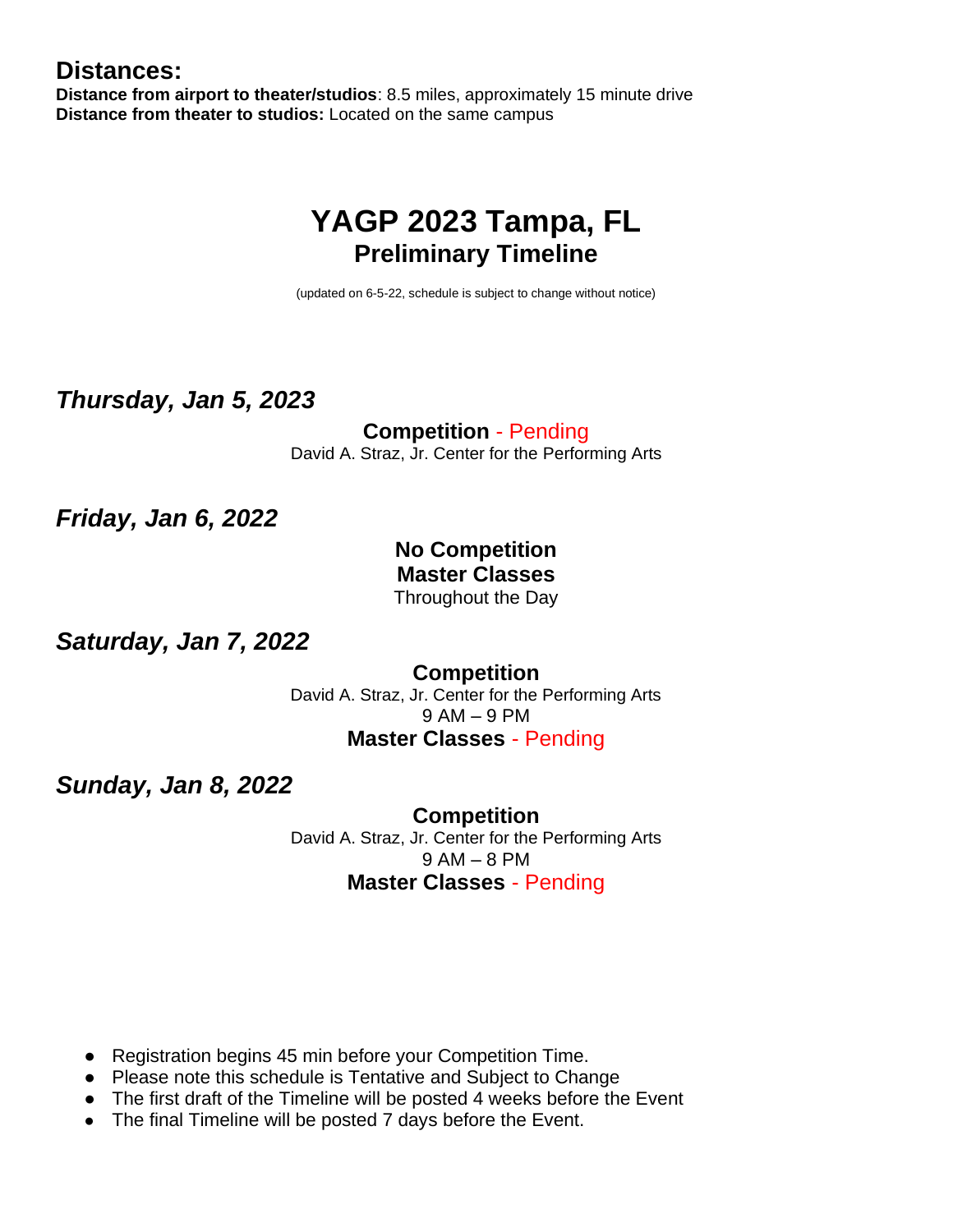## Distances:

**Distance from airport to theater/studios**: 8.5 miles, approximately 15 minute drive
**Distance from theater to studios:** Located on the same campus

# YAGP 2023 Tampa, FL

## Preliminary Timeline

(updated on 6-5-22, schedule is subject to change without notice)

### *Thursday, Jan 5, 2023*

**Competition** - Pending
David A. Straz, Jr. Center for the Performing Arts

### *Friday, Jan 6, 2022*

**No Competition**
**Master Classes**
Throughout the Day

### *Saturday, Jan 7, 2022*

**Competition**
David A. Straz, Jr. Center for the Performing Arts
9 AM – 9 PM
**Master Classes** - Pending

### *Sunday, Jan 8, 2022*

**Competition**
David A. Straz, Jr. Center for the Performing Arts
9 AM – 8 PM
**Master Classes** - Pending

- Registration begins 45 min before your Competition Time.
- Please note this schedule is Tentative and Subject to Change
- The first draft of the Timeline will be posted 4 weeks before the Event
- The final Timeline will be posted 7 days before the Event.